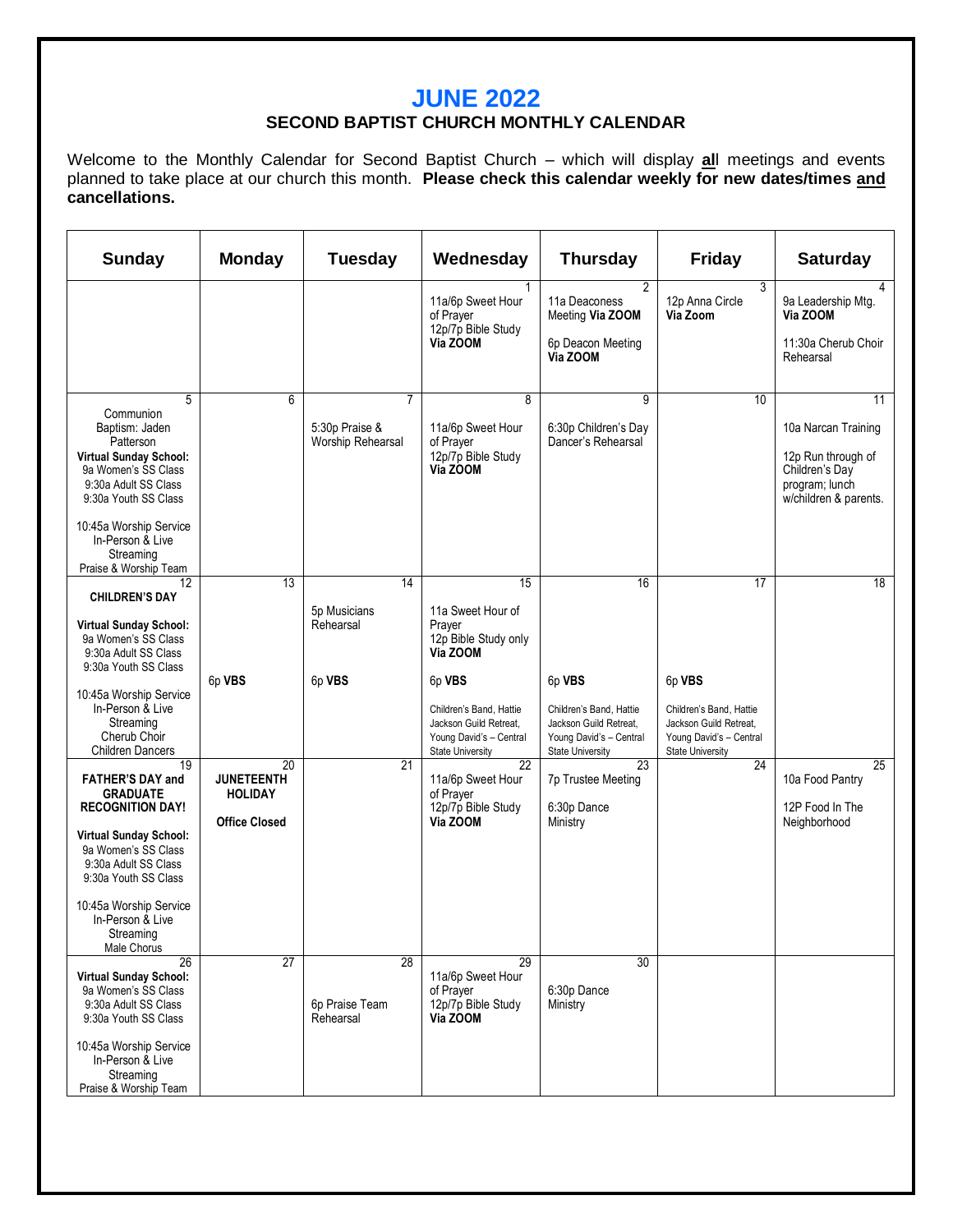# JUNE 2022

## SECOND BAPTIST CHURCH MONTHLY CALENDAR

Welcome to the Monthly Calendar for Second Baptist Church – which will display **al**l meetings and events planned to take place at our church this month. **Please check this calendar weekly for new dates/times and cancellations.**

| Sunday | Monday | Tuesday | Wednesday | Thursday | Friday | Saturday |
|---|---|---|---|---|---|---|
| | | | 1<br>11a/6p Sweet Hour of Prayer<br>12p/7p Bible Study **Via ZOOM** | 2<br>11a Deaconess Meeting **Via ZOOM**<br><br>6p Deacon Meeting **Via ZOOM** | 3<br>12p Anna Circle **Via Zoom** | 4<br>9a Leadership Mtg. **Via ZOOM**<br><br>11:30a Cherub Choir Rehearsal |
| 5<br>Communion<br>Baptism: Jaden Patterson<br>**Virtual Sunday School:**<br>9a Women's SS Class<br>9:30a Adult SS Class<br>9:30a Youth SS Class<br><br>10:45a Worship Service In-Person & Live Streaming<br>Praise & Worship Team | 6 | 7<br>5:30p Praise & Worship Rehearsal | 8<br>11a/6p Sweet Hour of Prayer<br>12p/7p Bible Study **Via ZOOM** | 9<br>6:30p Children's Day Dancer's Rehearsal | 10 | 11<br>10a Narcan Training<br><br>12p Run through of Children's Day program; lunch w/children & parents. |
| 12<br>**CHILDREN'S DAY**<br><br>**Virtual Sunday School:**<br>9a Women's SS Class<br>9:30a Adult SS Class<br>9:30a Youth SS Class<br><br>10:45a Worship Service In-Person & Live Streaming<br>Cherub Choir<br>Children Dancers | 13<br><br>6p **VBS** | 14<br>5p Musicians Rehearsal<br><br>6p **VBS** | 15<br>11a Sweet Hour of Prayer<br>12p Bible Study only **Via ZOOM**<br><br>6p **VBS**<br><br>Children's Band, Hattie Jackson Guild Retreat, Young David's – Central State University | 16<br><br>6p **VBS**<br><br>Children's Band, Hattie Jackson Guild Retreat, Young David's – Central State University | 17<br><br>6p **VBS**<br><br>Children's Band, Hattie Jackson Guild Retreat, Young David's – Central State University | 18 |
| 19<br>**FATHER'S DAY and GRADUATE RECOGNITION DAY!**<br><br>**Virtual Sunday School:**<br>9a Women's SS Class<br>9:30a Adult SS Class<br>9:30a Youth SS Class<br><br>10:45a Worship Service In-Person & Live Streaming<br>Male Chorus | 20<br>**JUNETEENTH HOLIDAY**<br><br>**Office Closed** | 21 | 22<br>11a/6p Sweet Hour of Prayer<br>12p/7p Bible Study **Via ZOOM** | 23<br>7p Trustee Meeting<br><br>6:30p Dance Ministry | 24 | 25<br>10a Food Pantry<br><br>12P Food In The Neighborhood |
| 26<br>**Virtual Sunday School:**<br>9a Women's SS Class<br>9:30a Adult SS Class<br>9:30a Youth SS Class<br><br>10:45a Worship Service In-Person & Live Streaming<br>Praise & Worship Team | 27 | 28<br><br>6p Praise Team Rehearsal | 29<br>11a/6p Sweet Hour of Prayer<br>12p/7p Bible Study **Via ZOOM** | 30<br><br>6:30p Dance Ministry | | |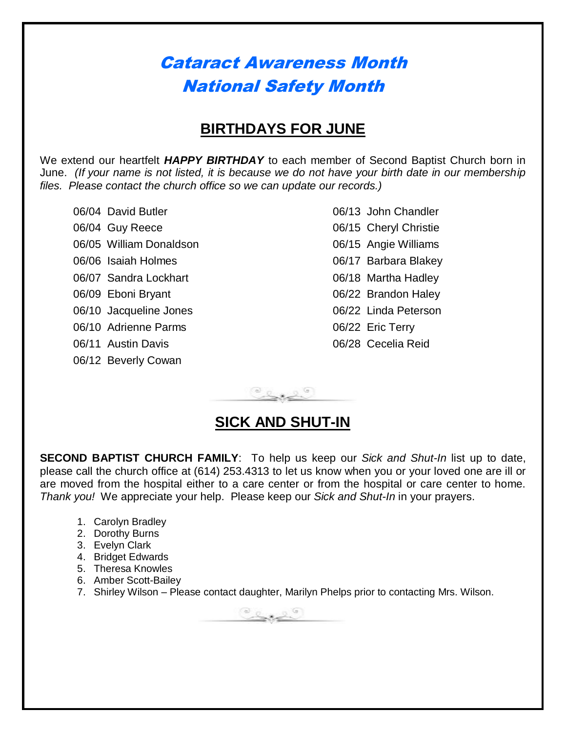# Cataract Awareness Month
# National Safety Month

## BIRTHDAYS FOR JUNE

We extend our heartfelt ***HAPPY BIRTHDAY*** to each member of Second Baptist Church born in June. *(If your name is not listed, it is because we do not have your birth date in our membership files. Please contact the church office so we can update our records.)*

06/04 David Butler
06/04 Guy Reece
06/05 William Donaldson
06/06 Isaiah Holmes
06/07 Sandra Lockhart
06/09 Eboni Bryant
06/10 Jacqueline Jones
06/10 Adrienne Parms
06/11 Austin Davis
06/12 Beverly Cowan
06/13 John Chandler
06/15 Cheryl Christie
06/15 Angie Williams
06/17 Barbara Blakey
06/18 Martha Hadley
06/22 Brandon Haley
06/22 Linda Peterson
06/22 Eric Terry
06/28 Cecelia Reid

## SICK AND SHUT-IN

**SECOND BAPTIST CHURCH FAMILY**: To help us keep our *Sick and Shut-In* list up to date, please call the church office at (614) 253.4313 to let us know when you or your loved one are ill or are moved from the hospital either to a care center or from the hospital or care center to home. *Thank you!* We appreciate your help. Please keep our *Sick and Shut-In* in your prayers.

1. Carolyn Bradley
2. Dorothy Burns
3. Evelyn Clark
4. Bridget Edwards
5. Theresa Knowles
6. Amber Scott-Bailey
7. Shirley Wilson – Please contact daughter, Marilyn Phelps prior to contacting Mrs. Wilson.